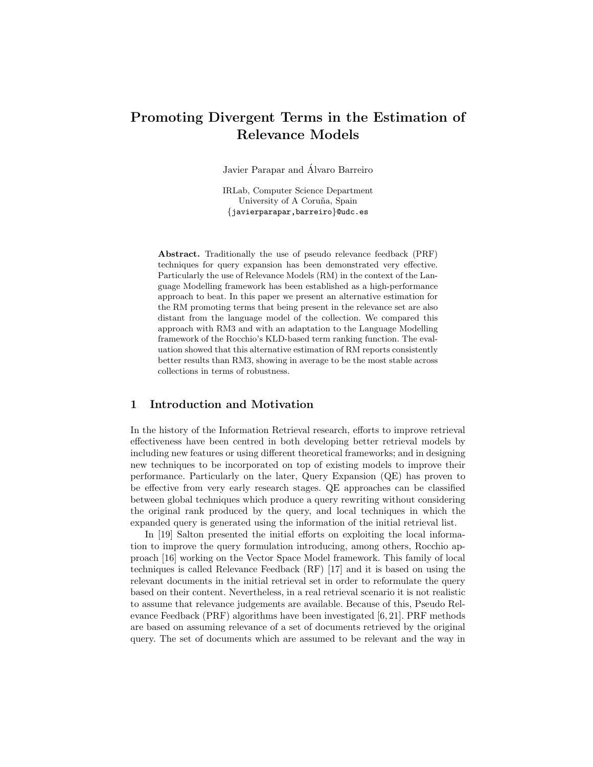# Promoting Divergent Terms in the Estimation of Relevance Models

Javier Parapar and Álvaro Barreiro

IRLab, Computer Science Department
University of A Coruña, Spain
{javierparapar,barreiro}@udc.es

**Abstract.** Traditionally the use of pseudo relevance feedback (PRF) techniques for query expansion has been demonstrated very effective. Particularly the use of Relevance Models (RM) in the context of the Language Modelling framework has been established as a high-performance approach to beat. In this paper we present an alternative estimation for the RM promoting terms that being present in the relevance set are also distant from the language model of the collection. We compared this approach with RM3 and with an adaptation to the Language Modelling framework of the Rocchio's KLD-based term ranking function. The evaluation showed that this alternative estimation of RM reports consistently better results than RM3, showing in average to be the most stable across collections in terms of robustness.

## 1 Introduction and Motivation

In the history of the Information Retrieval research, efforts to improve retrieval effectiveness have been centred in both developing better retrieval models by including new features or using different theoretical frameworks; and in designing new techniques to be incorporated on top of existing models to improve their performance. Particularly on the later, Query Expansion (QE) has proven to be effective from very early research stages. QE approaches can be classified between global techniques which produce a query rewriting without considering the original rank produced by the query, and local techniques in which the expanded query is generated using the information of the initial retrieval list.

In [19] Salton presented the initial efforts on exploiting the local information to improve the query formulation introducing, among others, Rocchio approach [16] working on the Vector Space Model framework. This family of local techniques is called Relevance Feedback (RF) [17] and it is based on using the relevant documents in the initial retrieval set in order to reformulate the query based on their content. Nevertheless, in a real retrieval scenario it is not realistic to assume that relevance judgements are available. Because of this, Pseudo Relevance Feedback (PRF) algorithms have been investigated [6, 21]. PRF methods are based on assuming relevance of a set of documents retrieved by the original query. The set of documents which are assumed to be relevant and the way in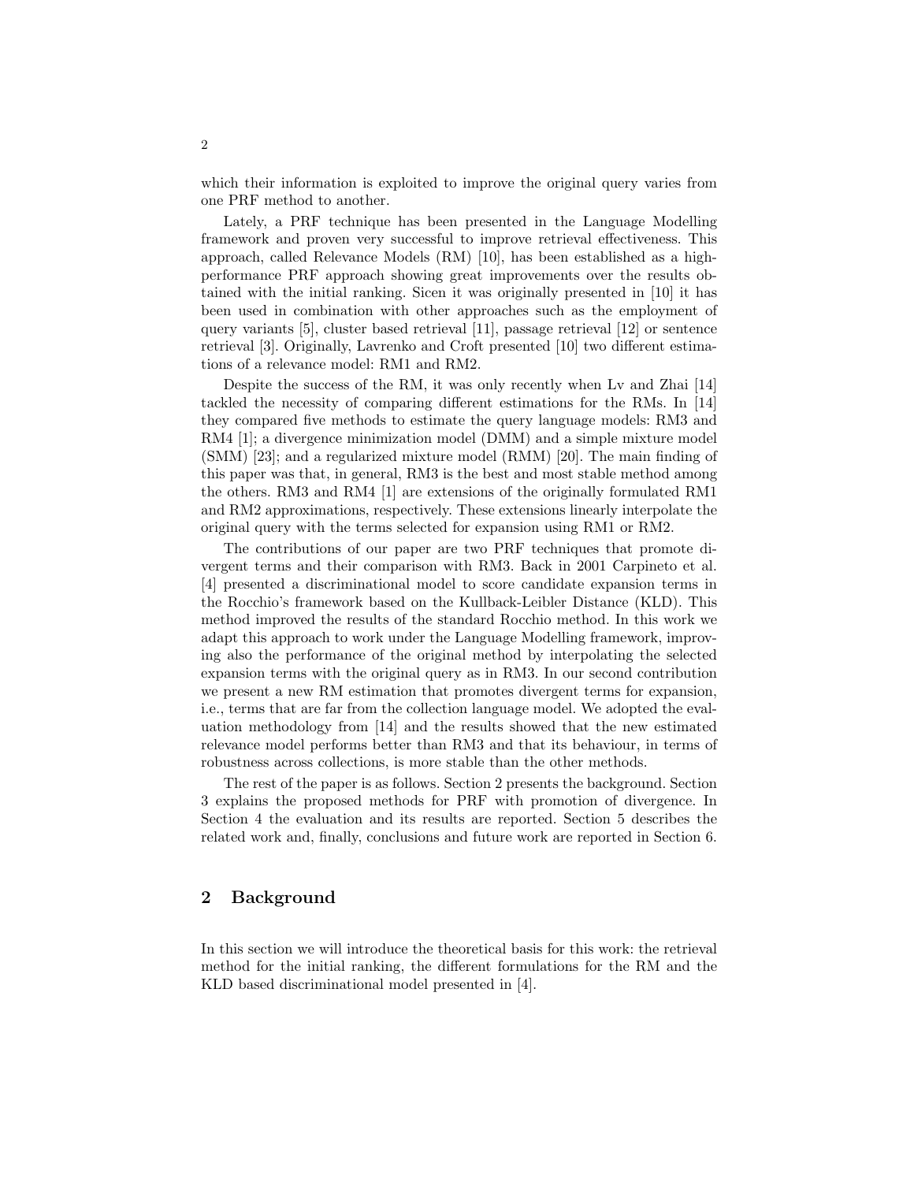which their information is exploited to improve the original query varies from one PRF method to another.

Lately, a PRF technique has been presented in the Language Modelling framework and proven very successful to improve retrieval effectiveness. This approach, called Relevance Models (RM) [10], has been established as a high-performance PRF approach showing great improvements over the results obtained with the initial ranking. Sicen it was originally presented in [10] it has been used in combination with other approaches such as the employment of query variants [5], cluster based retrieval [11], passage retrieval [12] or sentence retrieval [3]. Originally, Lavrenko and Croft presented [10] two different estimations of a relevance model: RM1 and RM2.

Despite the success of the RM, it was only recently when Lv and Zhai [14] tackled the necessity of comparing different estimations for the RMs. In [14] they compared five methods to estimate the query language models: RM3 and RM4 [1]; a divergence minimization model (DMM) and a simple mixture model (SMM) [23]; and a regularized mixture model (RMM) [20]. The main finding of this paper was that, in general, RM3 is the best and most stable method among the others. RM3 and RM4 [1] are extensions of the originally formulated RM1 and RM2 approximations, respectively. These extensions linearly interpolate the original query with the terms selected for expansion using RM1 or RM2.

The contributions of our paper are two PRF techniques that promote divergent terms and their comparison with RM3. Back in 2001 Carpineto et al. [4] presented a discriminational model to score candidate expansion terms in the Rocchio's framework based on the Kullback-Leibler Distance (KLD). This method improved the results of the standard Rocchio method. In this work we adapt this approach to work under the Language Modelling framework, improving also the performance of the original method by interpolating the selected expansion terms with the original query as in RM3. In our second contribution we present a new RM estimation that promotes divergent terms for expansion, i.e., terms that are far from the collection language model. We adopted the evaluation methodology from [14] and the results showed that the new estimated relevance model performs better than RM3 and that its behaviour, in terms of robustness across collections, is more stable than the other methods.

The rest of the paper is as follows. Section 2 presents the background. Section 3 explains the proposed methods for PRF with promotion of divergence. In Section 4 the evaluation and its results are reported. Section 5 describes the related work and, finally, conclusions and future work are reported in Section 6.

## 2 Background

In this section we will introduce the theoretical basis for this work: the retrieval method for the initial ranking, the different formulations for the RM and the KLD based discriminational model presented in [4].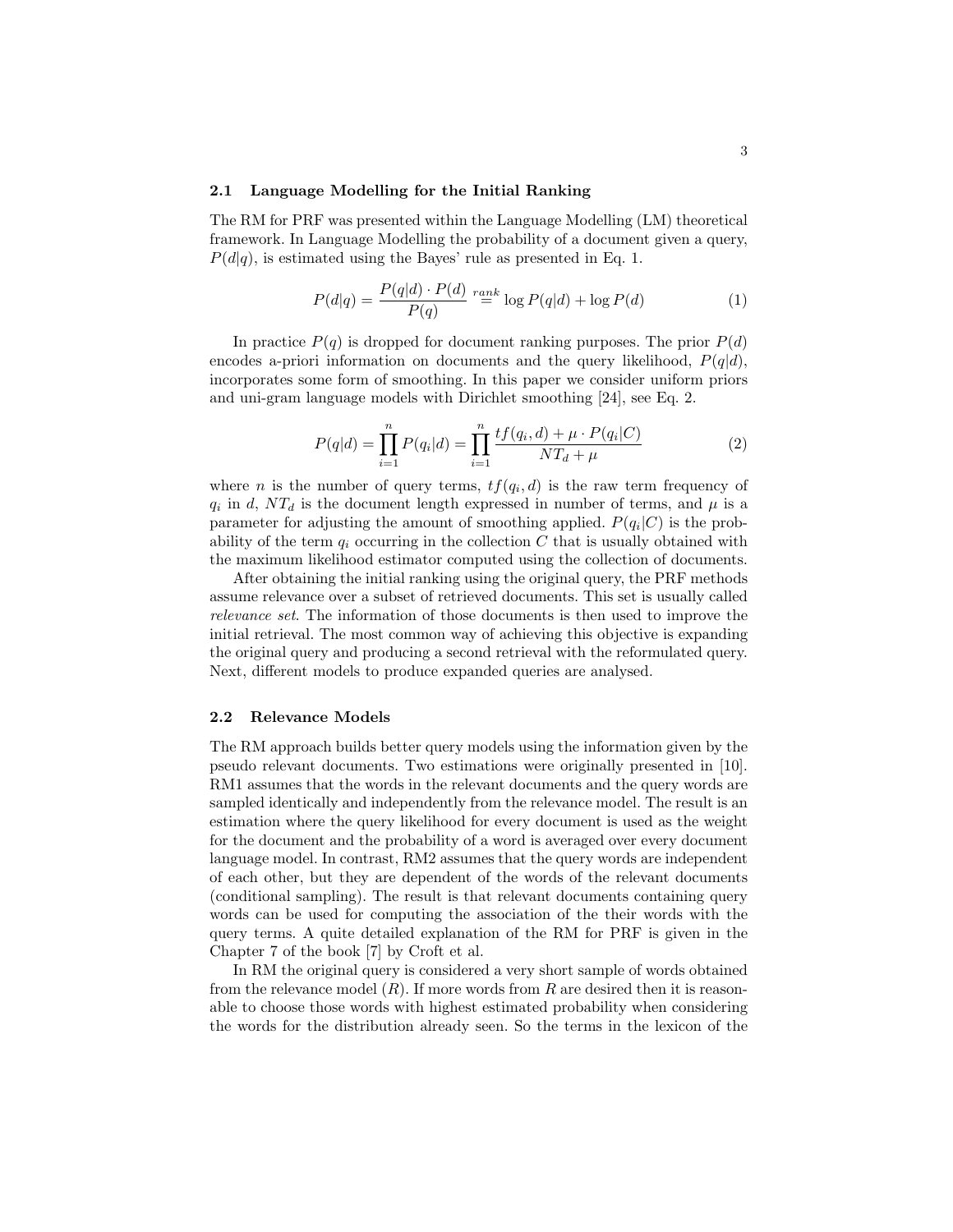### 2.1 Language Modelling for the Initial Ranking

The RM for PRF was presented within the Language Modelling (LM) theoretical framework. In Language Modelling the probability of a document given a query, $P(d|q)$, is estimated using the Bayes' rule as presented in Eq. 1.

$$P(d|q) = \frac{P(q|d) \cdot P(d)}{P(q)} \stackrel{rank}{=} \log P(q|d) + \log P(d) \tag{1}$$

In practice $P(q)$ is dropped for document ranking purposes. The prior $P(d)$ encodes a-priori information on documents and the query likelihood, $P(q|d)$, incorporates some form of smoothing. In this paper we consider uniform priors and uni-gram language models with Dirichlet smoothing [24], see Eq. 2.

$$P(q|d) = \prod_{i=1}^{n} P(q_i|d) = \prod_{i=1}^{n} \frac{tf(q_i, d) + \mu \cdot P(q_i|C)}{NT_d + \mu} \tag{2}$$

where $n$ is the number of query terms, $tf(q_i, d)$ is the raw term frequency of $q_i$ in $d$, $NT_d$ is the document length expressed in number of terms, and $\mu$ is a parameter for adjusting the amount of smoothing applied. $P(q_i|C)$ is the probability of the term $q_i$ occurring in the collection $C$ that is usually obtained with the maximum likelihood estimator computed using the collection of documents.

After obtaining the initial ranking using the original query, the PRF methods assume relevance over a subset of retrieved documents. This set is usually called *relevance set*. The information of those documents is then used to improve the initial retrieval. The most common way of achieving this objective is expanding the original query and producing a second retrieval with the reformulated query. Next, different models to produce expanded queries are analysed.

### 2.2 Relevance Models

The RM approach builds better query models using the information given by the pseudo relevant documents. Two estimations were originally presented in [10]. RM1 assumes that the words in the relevant documents and the query words are sampled identically and independently from the relevance model. The result is an estimation where the query likelihood for every document is used as the weight for the document and the probability of a word is averaged over every document language model. In contrast, RM2 assumes that the query words are independent of each other, but they are dependent of the words of the relevant documents (conditional sampling). The result is that relevant documents containing query words can be used for computing the association of the their words with the query terms. A quite detailed explanation of the RM for PRF is given in the Chapter 7 of the book [7] by Croft et al.

In RM the original query is considered a very short sample of words obtained from the relevance model ($R$). If more words from $R$ are desired then it is reasonable to choose those words with highest estimated probability when considering the words for the distribution already seen. So the terms in the lexicon of the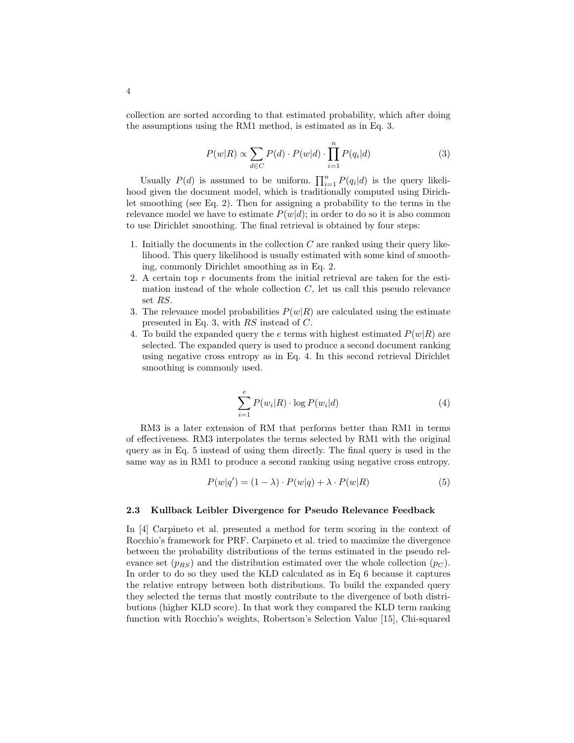collection are sorted according to that estimated probability, which after doing the assumptions using the RM1 method, is estimated as in Eq. 3.

$$P(w|R) \propto \sum_{d \in C} P(d) \cdot P(w|d) \cdot \prod_{i=1}^{n} P(q_i|d) \tag{3}$$

Usually $P(d)$ is assumed to be uniform. $\prod_{i=1}^{n} P(q_i|d)$ is the query likelihood given the document model, which is traditionally computed using Dirichlet smoothing (see Eq. 2). Then for assigning a probability to the terms in the relevance model we have to estimate $P(w|d)$; in order to do so it is also common to use Dirichlet smoothing. The final retrieval is obtained by four steps:

1. Initially the documents in the collection $C$ are ranked using their query likelihood. This query likelihood is usually estimated with some kind of smoothing, commonly Dirichlet smoothing as in Eq. 2.
2. A certain top $r$ documents from the initial retrieval are taken for the estimation instead of the whole collection $C$, let us call this pseudo relevance set $RS$.
3. The relevance model probabilities $P(w|R)$ are calculated using the estimate presented in Eq. 3, with $RS$ instead of $C$.
4. To build the expanded query the $e$ terms with highest estimated $P(w|R)$ are selected. The expanded query is used to produce a second document ranking using negative cross entropy as in Eq. 4. In this second retrieval Dirichlet smoothing is commonly used.

$$\sum_{i=1}^{e} P(w_i|R) \cdot \log P(w_i|d) \tag{4}$$

RM3 is a later extension of RM that performs better than RM1 in terms of effectiveness. RM3 interpolates the terms selected by RM1 with the original query as in Eq. 5 instead of using them directly. The final query is used in the same way as in RM1 to produce a second ranking using negative cross entropy.

$$P(w|q') = (1 - \lambda) \cdot P(w|q) + \lambda \cdot P(w|R) \tag{5}$$

### 2.3 Kullback Leibler Divergence for Pseudo Relevance Feedback

In [4] Carpineto et al. presented a method for term scoring in the context of Rocchio's framework for PRF. Carpineto et al. tried to maximize the divergence between the probability distributions of the terms estimated in the pseudo relevance set ($p_{RS}$) and the distribution estimated over the whole collection ($p_C$). In order to do so they used the KLD calculated as in Eq 6 because it captures the relative entropy between both distributions. To build the expanded query they selected the terms that mostly contribute to the divergence of both distributions (higher KLD score). In that work they compared the KLD term ranking function with Rocchio's weights, Robertson's Selection Value [15], Chi-squared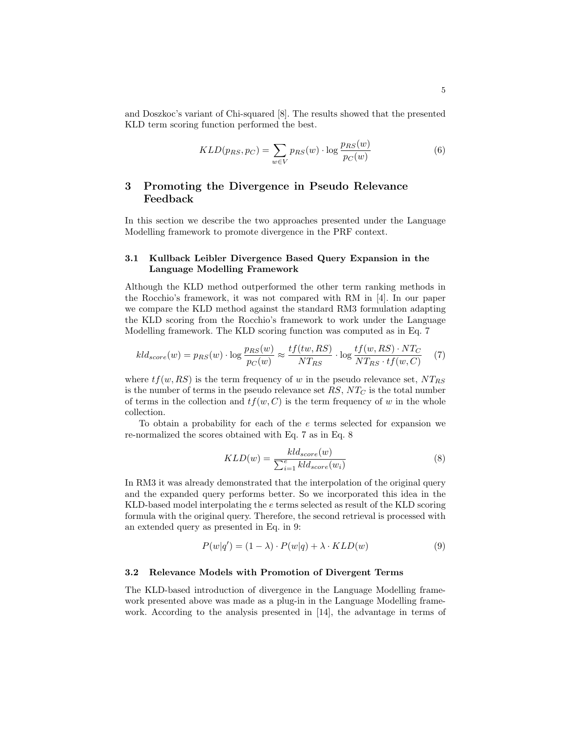and Doszkoc's variant of Chi-squared [8]. The results showed that the presented KLD term scoring function performed the best.

$$KLD(p_{RS}, p_C) = \sum_{w \in V} p_{RS}(w) \cdot \log \frac{p_{RS}(w)}{p_C(w)} \tag{6}$$

## 3 Promoting the Divergence in Pseudo Relevance Feedback

In this section we describe the two approaches presented under the Language Modelling framework to promote divergence in the PRF context.

### 3.1 Kullback Leibler Divergence Based Query Expansion in the Language Modelling Framework

Although the KLD method outperformed the other term ranking methods in the Rocchio's framework, it was not compared with RM in [4]. In our paper we compare the KLD method against the standard RM3 formulation adapting the KLD scoring from the Rocchio's framework to work under the Language Modelling framework. The KLD scoring function was computed as in Eq. 7

$$kld_{score}(w) = p_{RS}(w) \cdot \log \frac{p_{RS}(w)}{p_C(w)} \approx \frac{tf(tw, RS)}{NT_{RS}} \cdot \log \frac{tf(w, RS) \cdot NT_C}{NT_{RS} \cdot tf(w, C)} \tag{7}$$

where $tf(w, RS)$ is the term frequency of $w$ in the pseudo relevance set, $NT_{RS}$ is the number of terms in the pseudo relevance set $RS$, $NT_C$ is the total number of terms in the collection and $tf(w, C)$ is the term frequency of $w$ in the whole collection.

To obtain a probability for each of the $e$ terms selected for expansion we re-normalized the scores obtained with Eq. 7 as in Eq. 8

$$KLD(w) = \frac{kld_{score}(w)}{\sum_{i=1}^{e} kld_{score}(w_i)} \tag{8}$$

In RM3 it was already demonstrated that the interpolation of the original query and the expanded query performs better. So we incorporated this idea in the KLD-based model interpolating the $e$ terms selected as result of the KLD scoring formula with the original query. Therefore, the second retrieval is processed with an extended query as presented in Eq. in 9:

$$P(w|q') = (1 - \lambda) \cdot P(w|q) + \lambda \cdot KLD(w) \tag{9}$$

### 3.2 Relevance Models with Promotion of Divergent Terms

The KLD-based introduction of divergence in the Language Modelling framework presented above was made as a plug-in in the Language Modelling framework. According to the analysis presented in [14], the advantage in terms of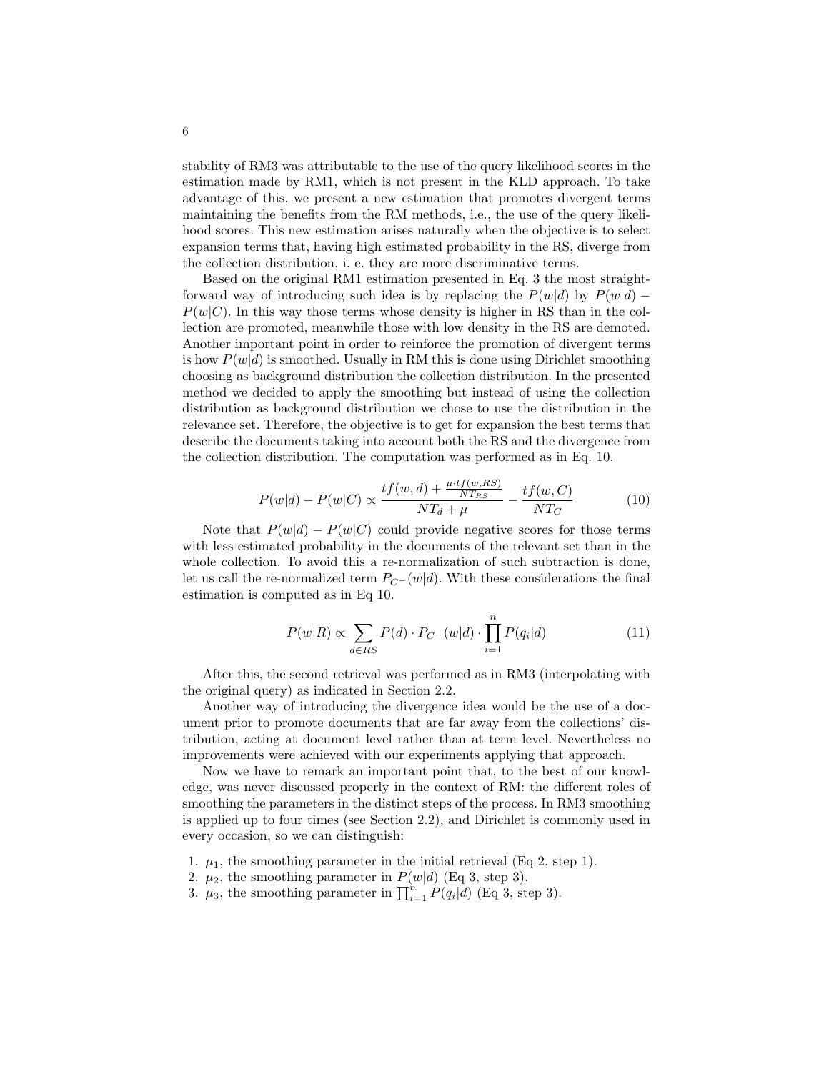stability of RM3 was attributable to the use of the query likelihood scores in the estimation made by RM1, which is not present in the KLD approach. To take advantage of this, we present a new estimation that promotes divergent terms maintaining the benefits from the RM methods, i.e., the use of the query likelihood scores. This new estimation arises naturally when the objective is to select expansion terms that, having high estimated probability in the RS, diverge from the collection distribution, i. e. they are more discriminative terms.

Based on the original RM1 estimation presented in Eq. 3 the most straightforward way of introducing such idea is by replacing the $P(w|d)$ by $P(w|d) - P(w|C)$. In this way those terms whose density is higher in RS than in the collection are promoted, meanwhile those with low density in the RS are demoted. Another important point in order to reinforce the promotion of divergent terms is how $P(w|d)$ is smoothed. Usually in RM this is done using Dirichlet smoothing choosing as background distribution the collection distribution. In the presented method we decided to apply the smoothing but instead of using the collection distribution as background distribution we chose to use the distribution in the relevance set. Therefore, the objective is to get for expansion the best terms that describe the documents taking into account both the RS and the divergence from the collection distribution. The computation was performed as in Eq. 10.

$$P(w|d) - P(w|C) \propto \frac{tf(w,d) + \frac{\mu \cdot tf(w,RS)}{NT_{RS}}}{NT_d + \mu} - \frac{tf(w,C)}{NT_C} \tag{10}$$

Note that $P(w|d) - P(w|C)$ could provide negative scores for those terms with less estimated probability in the documents of the relevant set than in the whole collection. To avoid this a re-normalization of such subtraction is done, let us call the re-normalized term $P_{C^-}(w|d)$. With these considerations the final estimation is computed as in Eq 10.

$$P(w|R) \propto \sum_{d \in RS} P(d) \cdot P_{C^-}(w|d) \cdot \prod_{i=1}^{n} P(q_i|d) \tag{11}$$

After this, the second retrieval was performed as in RM3 (interpolating with the original query) as indicated in Section 2.2.

Another way of introducing the divergence idea would be the use of a document prior to promote documents that are far away from the collections' distribution, acting at document level rather than at term level. Nevertheless no improvements were achieved with our experiments applying that approach.

Now we have to remark an important point that, to the best of our knowledge, was never discussed properly in the context of RM: the different roles of smoothing the parameters in the distinct steps of the process. In RM3 smoothing is applied up to four times (see Section 2.2), and Dirichlet is commonly used in every occasion, so we can distinguish:

1. $\mu_1$, the smoothing parameter in the initial retrieval (Eq 2, step 1).
2. $\mu_2$, the smoothing parameter in $P(w|d)$ (Eq 3, step 3).
3. $\mu_3$, the smoothing parameter in $\prod_{i=1}^{n} P(q_i|d)$ (Eq 3, step 3).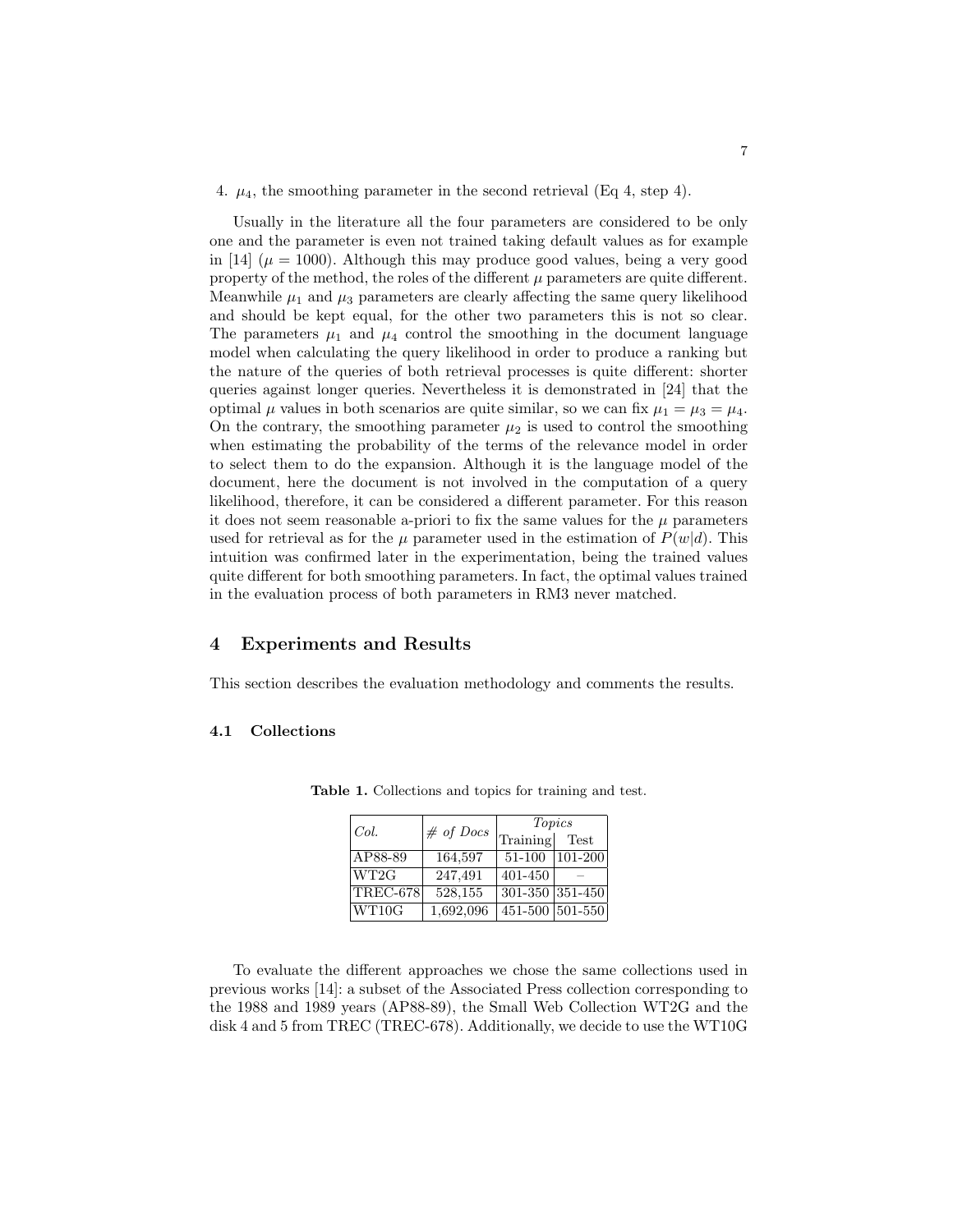4. $\mu_4$, the smoothing parameter in the second retrieval (Eq 4, step 4).

Usually in the literature all the four parameters are considered to be only one and the parameter is even not trained taking default values as for example in [14] ($\mu = 1000$). Although this may produce good values, being a very good property of the method, the roles of the different $\mu$ parameters are quite different. Meanwhile $\mu_1$ and $\mu_3$ parameters are clearly affecting the same query likelihood and should be kept equal, for the other two parameters this is not so clear. The parameters $\mu_1$ and $\mu_4$ control the smoothing in the document language model when calculating the query likelihood in order to produce a ranking but the nature of the queries of both retrieval processes is quite different: shorter queries against longer queries. Nevertheless it is demonstrated in [24] that the optimal $\mu$ values in both scenarios are quite similar, so we can fix $\mu_1 = \mu_3 = \mu_4$. On the contrary, the smoothing parameter $\mu_2$ is used to control the smoothing when estimating the probability of the terms of the relevance model in order to select them to do the expansion. Although it is the language model of the document, here the document is not involved in the computation of a query likelihood, therefore, it can be considered a different parameter. For this reason it does not seem reasonable a-priori to fix the same values for the $\mu$ parameters used for retrieval as for the $\mu$ parameter used in the estimation of $P(w|d)$. This intuition was confirmed later in the experimentation, being the trained values quite different for both smoothing parameters. In fact, the optimal values trained in the evaluation process of both parameters in RM3 never matched.

## 4 Experiments and Results

This section describes the evaluation methodology and comments the results.

### 4.1 Collections

**Table 1.** Collections and topics for training and test.

| *Col.* | *# of Docs* | *Topics* | |
|---|---|---|---|
| | | Training | Test |
| AP88-89 | 164,597 | 51-100 | 101-200 |
| WT2G | 247,491 | 401-450 | – |
| TREC-678 | 528,155 | 301-350 | 351-450 |
| WT10G | 1,692,096 | 451-500 | 501-550 |

To evaluate the different approaches we chose the same collections used in previous works [14]: a subset of the Associated Press collection corresponding to the 1988 and 1989 years (AP88-89), the Small Web Collection WT2G and the disk 4 and 5 from TREC (TREC-678). Additionally, we decide to use the WT10G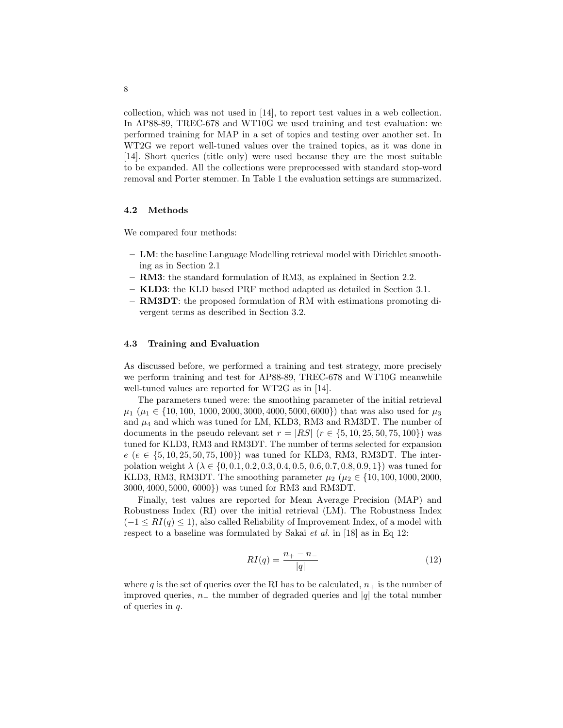collection, which was not used in [14], to report test values in a web collection. In AP88-89, TREC-678 and WT10G we used training and test evaluation: we performed training for MAP in a set of topics and testing over another set. In WT2G we report well-tuned values over the trained topics, as it was done in [14]. Short queries (title only) were used because they are the most suitable to be expanded. All the collections were preprocessed with standard stop-word removal and Porter stemmer. In Table 1 the evaluation settings are summarized.

### 4.2 Methods

We compared four methods:

- **LM**: the baseline Language Modelling retrieval model with Dirichlet smoothing as in Section 2.1
- **RM3**: the standard formulation of RM3, as explained in Section 2.2.
- **KLD3**: the KLD based PRF method adapted as detailed in Section 3.1.
- **RM3DT**: the proposed formulation of RM with estimations promoting divergent terms as described in Section 3.2.

### 4.3 Training and Evaluation

As discussed before, we performed a training and test strategy, more precisely we perform training and test for AP88-89, TREC-678 and WT10G meanwhile well-tuned values are reported for WT2G as in [14].

The parameters tuned were: the smoothing parameter of the initial retrieval $\mu_1$ ($\mu_1 \in \{10, 100, 1000, 2000, 3000, 4000, 5000, 6000\}$) that was also used for $\mu_3$ and $\mu_4$ and which was tuned for LM, KLD3, RM3 and RM3DT. The number of documents in the pseudo relevant set $r = |RS|$ ($r \in \{5, 10, 25, 50, 75, 100\}$) was tuned for KLD3, RM3 and RM3DT. The number of terms selected for expansion $e$ ($e \in \{5, 10, 25, 50, 75, 100\}$) was tuned for KLD3, RM3, RM3DT. The interpolation weight $\lambda$ ($\lambda \in \{0, 0.1, 0.2, 0.3, 0.4, 0.5, 0.6, 0.7, 0.8, 0.9, 1\}$) was tuned for KLD3, RM3, RM3DT. The smoothing parameter $\mu_2$ ($\mu_2 \in \{10, 100, 1000, 2000, 3000, 4000, 5000, 6000\}$) was tuned for RM3 and RM3DT.

Finally, test values are reported for Mean Average Precision (MAP) and Robustness Index (RI) over the initial retrieval (LM). The Robustness Index ($-1 \leq RI(q) \leq 1$), also called Reliability of Improvement Index, of a model with respect to a baseline was formulated by Sakai *et al.* in [18] as in Eq 12:

$$RI(q) = \frac{n_+ - n_-}{|q|} \tag{12}$$

where $q$ is the set of queries over the RI has to be calculated, $n_+$ is the number of improved queries, $n_-$ the number of degraded queries and $|q|$ the total number of queries in $q$.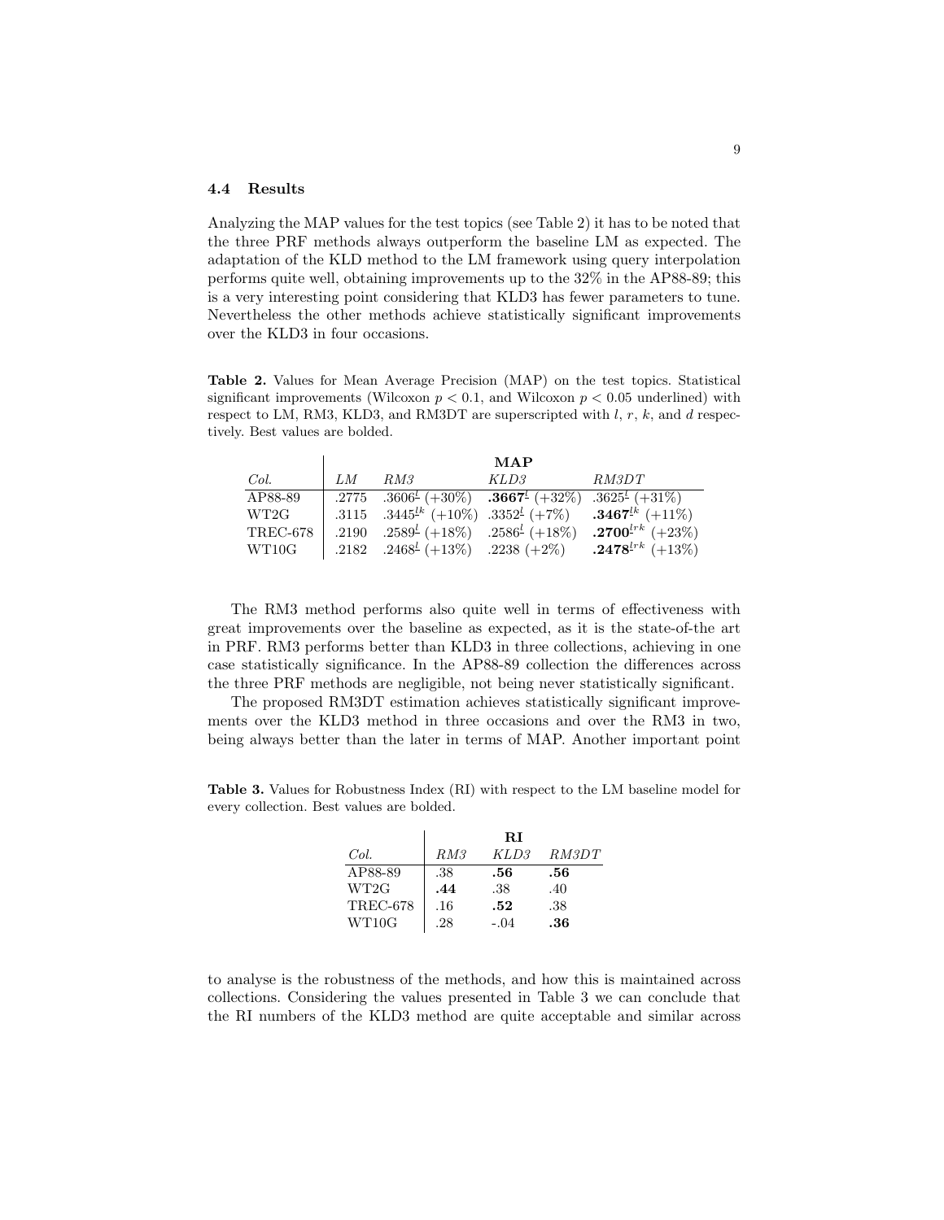### 4.4 Results

Analyzing the MAP values for the test topics (see Table 2) it has to be noted that the three PRF methods always outperform the baseline LM as expected. The adaptation of the KLD method to the LM framework using query interpolation performs quite well, obtaining improvements up to the 32% in the AP88-89; this is a very interesting point considering that KLD3 has fewer parameters to tune. Nevertheless the other methods achieve statistically significant improvements over the KLD3 in four occasions.

**Table 2.** Values for Mean Average Precision (MAP) on the test topics. Statistical significant improvements (Wilcoxon $p < 0.1$, and Wilcoxon $p < 0.05$ underlined) with respect to LM, RM3, KLD3, and RM3DT are superscripted with $l$, $r$, $k$, and $d$ respectively. Best values are bolded.

| | **MAP** | | | |
|---|---|---|---|---|
| *Col.* | *LM* | *RM3* | *KLD3* | *RM3DT* |
| AP88-89 | .2775 | $.3606^{\underline{l}}$ (+30%) | $\mathbf{.3667}^{\underline{l}}$ (+32%) | $.3625^{\underline{l}}$ (+31%) |
| WT2G | .3115 | $.3445^{\underline{lk}}$ (+10%) | $.3352^{\underline{l}}$ (+7%) | $\mathbf{.3467}^{\underline{lk}}$ (+11%) |
| TREC-678 | .2190 | $.2589^{\underline{l}}$ (+18%) | $.2586^{\underline{l}}$ (+18%) | $\mathbf{.2700}^{\underline{l}rk}$ (+23%) |
| WT10G | .2182 | $.2468^{\underline{l}}$ (+13%) | .2238 (+2%) | $\mathbf{.2478}^{\underline{l}rk}$ (+13%) |

The RM3 method performs also quite well in terms of effectiveness with great improvements over the baseline as expected, as it is the state-of-the art in PRF. RM3 performs better than KLD3 in three collections, achieving in one case statistically significance. In the AP88-89 collection the differences across the three PRF methods are negligible, not being never statistically significant.

The proposed RM3DT estimation achieves statistically significant improvements over the KLD3 method in three occasions and over the RM3 in two, being always better than the later in terms of MAP. Another important point to analyse is the robustness of the methods, and how this is maintained across collections. Considering the values presented in Table 3 we can conclude that the RI numbers of the KLD3 method are quite acceptable and similar across

**Table 3.** Values for Robustness Index (RI) with respect to the LM baseline model for every collection. Best values are bolded.

| | **RI** | | |
|---|---|---|---|
| *Col.* | *RM3* | *KLD3* | *RM3DT* |
| AP88-89 | .38 | **.56** | **.56** |
| WT2G | **.44** | .38 | .40 |
| TREC-678 | .16 | **.52** | .38 |
| WT10G | .28 | -.04 | **.36** |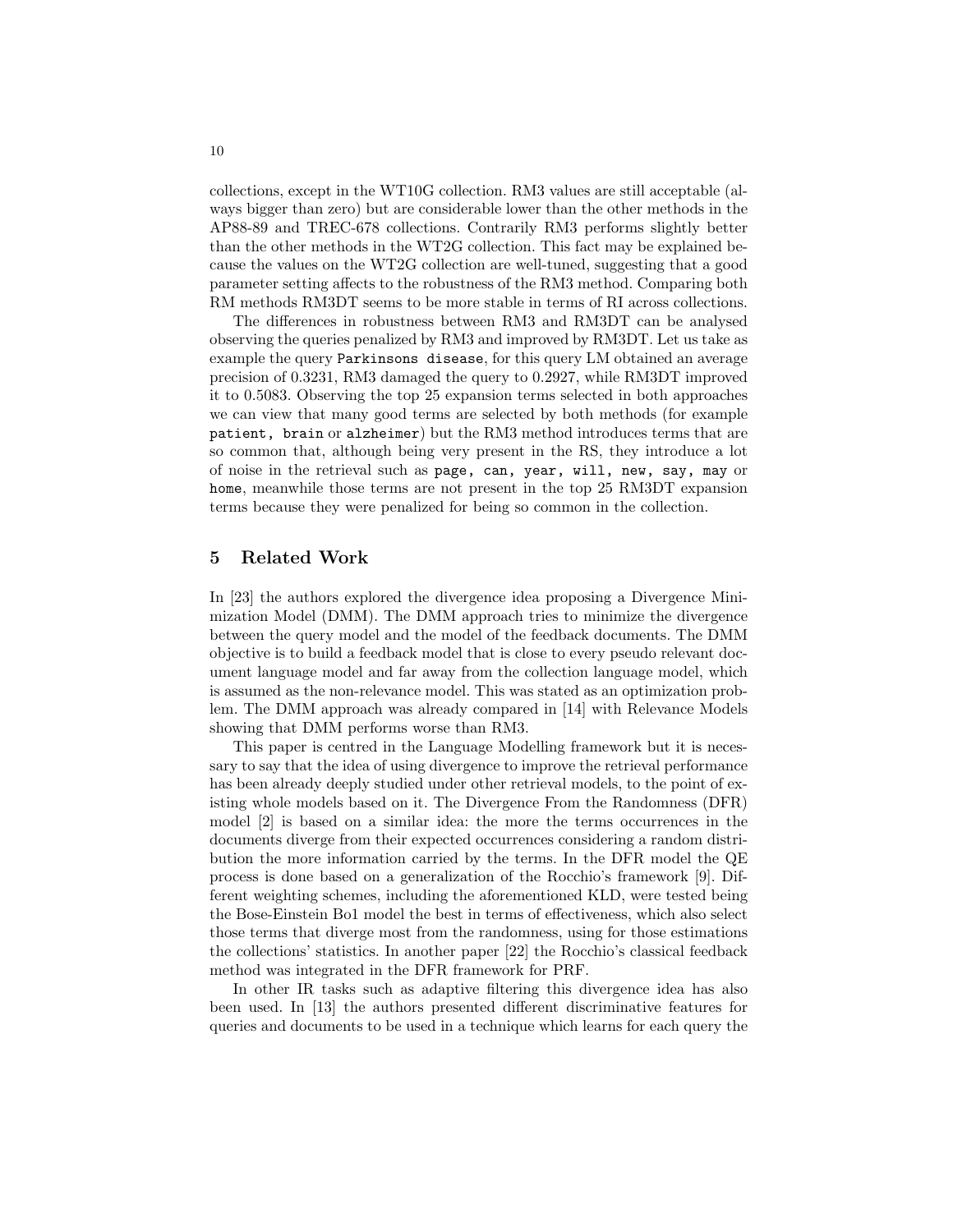collections, except in the WT10G collection. RM3 values are still acceptable (always bigger than zero) but are considerable lower than the other methods in the AP88-89 and TREC-678 collections. Contrarily RM3 performs slightly better than the other methods in the WT2G collection. This fact may be explained because the values on the WT2G collection are well-tuned, suggesting that a good parameter setting affects to the robustness of the RM3 method. Comparing both RM methods RM3DT seems to be more stable in terms of RI across collections.

The differences in robustness between RM3 and RM3DT can be analysed observing the queries penalized by RM3 and improved by RM3DT. Let us take as example the query `Parkinsons disease`, for this query LM obtained an average precision of 0.3231, RM3 damaged the query to 0.2927, while RM3DT improved it to 0.5083. Observing the top 25 expansion terms selected in both approaches we can view that many good terms are selected by both methods (for example `patient, brain` or `alzheimer`) but the RM3 method introduces terms that are so common that, although being very present in the RS, they introduce a lot of noise in the retrieval such as `page, can, year, will, new, say, may` or `home`, meanwhile those terms are not present in the top 25 RM3DT expansion terms because they were penalized for being so common in the collection.

## 5 Related Work

In [23] the authors explored the divergence idea proposing a Divergence Minimization Model (DMM). The DMM approach tries to minimize the divergence between the query model and the model of the feedback documents. The DMM objective is to build a feedback model that is close to every pseudo relevant document language model and far away from the collection language model, which is assumed as the non-relevance model. This was stated as an optimization problem. The DMM approach was already compared in [14] with Relevance Models showing that DMM performs worse than RM3.

This paper is centred in the Language Modelling framework but it is necessary to say that the idea of using divergence to improve the retrieval performance has been already deeply studied under other retrieval models, to the point of existing whole models based on it. The Divergence From the Randomness (DFR) model [2] is based on a similar idea: the more the terms occurrences in the documents diverge from their expected occurrences considering a random distribution the more information carried by the terms. In the DFR model the QE process is done based on a generalization of the Rocchio's framework [9]. Different weighting schemes, including the aforementioned KLD, were tested being the Bose-Einstein Bo1 model the best in terms of effectiveness, which also select those terms that diverge most from the randomness, using for those estimations the collections' statistics. In another paper [22] the Rocchio's classical feedback method was integrated in the DFR framework for PRF.

In other IR tasks such as adaptive filtering this divergence idea has also been used. In [13] the authors presented different discriminative features for queries and documents to be used in a technique which learns for each query the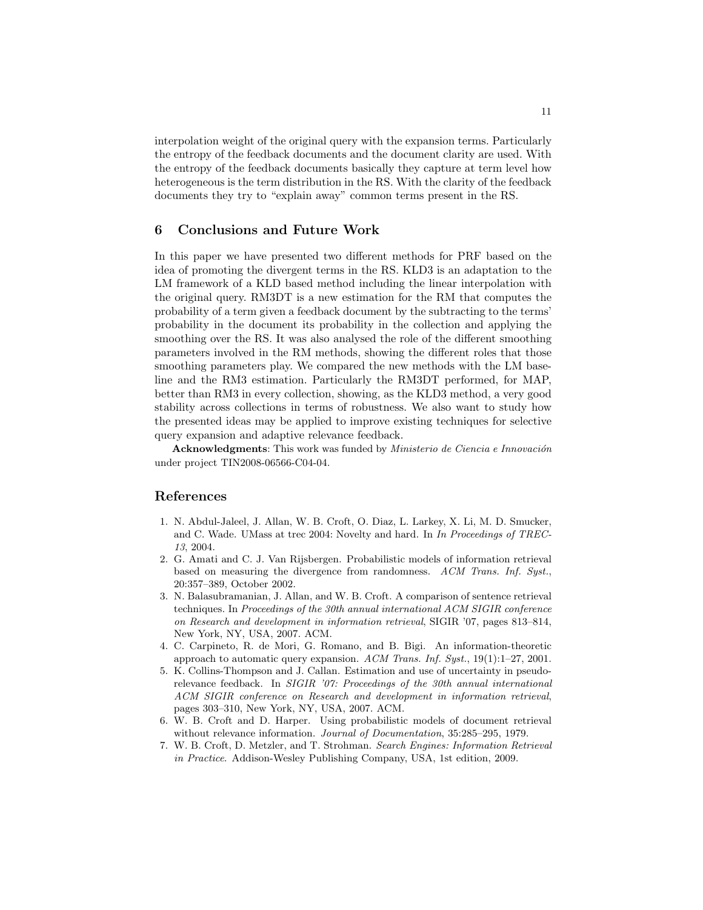interpolation weight of the original query with the expansion terms. Particularly the entropy of the feedback documents and the document clarity are used. With the entropy of the feedback documents basically they capture at term level how heterogeneous is the term distribution in the RS. With the clarity of the feedback documents they try to "explain away" common terms present in the RS.

## 6 Conclusions and Future Work

In this paper we have presented two different methods for PRF based on the idea of promoting the divergent terms in the RS. KLD3 is an adaptation to the LM framework of a KLD based method including the linear interpolation with the original query. RM3DT is a new estimation for the RM that computes the probability of a term given a feedback document by the subtracting to the terms' probability in the document its probability in the collection and applying the smoothing over the RS. It was also analysed the role of the different smoothing parameters involved in the RM methods, showing the different roles that those smoothing parameters play. We compared the new methods with the LM baseline and the RM3 estimation. Particularly the RM3DT performed, for MAP, better than RM3 in every collection, showing, as the KLD3 method, a very good stability across collections in terms of robustness. We also want to study how the presented ideas may be applied to improve existing techniques for selective query expansion and adaptive relevance feedback.

**Acknowledgments**: This work was funded by *Ministerio de Ciencia e Innovación* under project TIN2008-06566-C04-04.

## References

1. N. Abdul-Jaleel, J. Allan, W. B. Croft, O. Diaz, L. Larkey, X. Li, M. D. Smucker, and C. Wade. UMass at trec 2004: Novelty and hard. In *In Proceedings of TREC-13*, 2004.
2. G. Amati and C. J. Van Rijsbergen. Probabilistic models of information retrieval based on measuring the divergence from randomness. *ACM Trans. Inf. Syst.*, 20:357–389, October 2002.
3. N. Balasubramanian, J. Allan, and W. B. Croft. A comparison of sentence retrieval techniques. In *Proceedings of the 30th annual international ACM SIGIR conference on Research and development in information retrieval*, SIGIR '07, pages 813–814, New York, NY, USA, 2007. ACM.
4. C. Carpineto, R. de Mori, G. Romano, and B. Bigi. An information-theoretic approach to automatic query expansion. *ACM Trans. Inf. Syst.*, 19(1):1–27, 2001.
5. K. Collins-Thompson and J. Callan. Estimation and use of uncertainty in pseudo-relevance feedback. In *SIGIR '07: Proceedings of the 30th annual international ACM SIGIR conference on Research and development in information retrieval*, pages 303–310, New York, NY, USA, 2007. ACM.
6. W. B. Croft and D. Harper. Using probabilistic models of document retrieval without relevance information. *Journal of Documentation*, 35:285–295, 1979.
7. W. B. Croft, D. Metzler, and T. Strohman. *Search Engines: Information Retrieval in Practice*. Addison-Wesley Publishing Company, USA, 1st edition, 2009.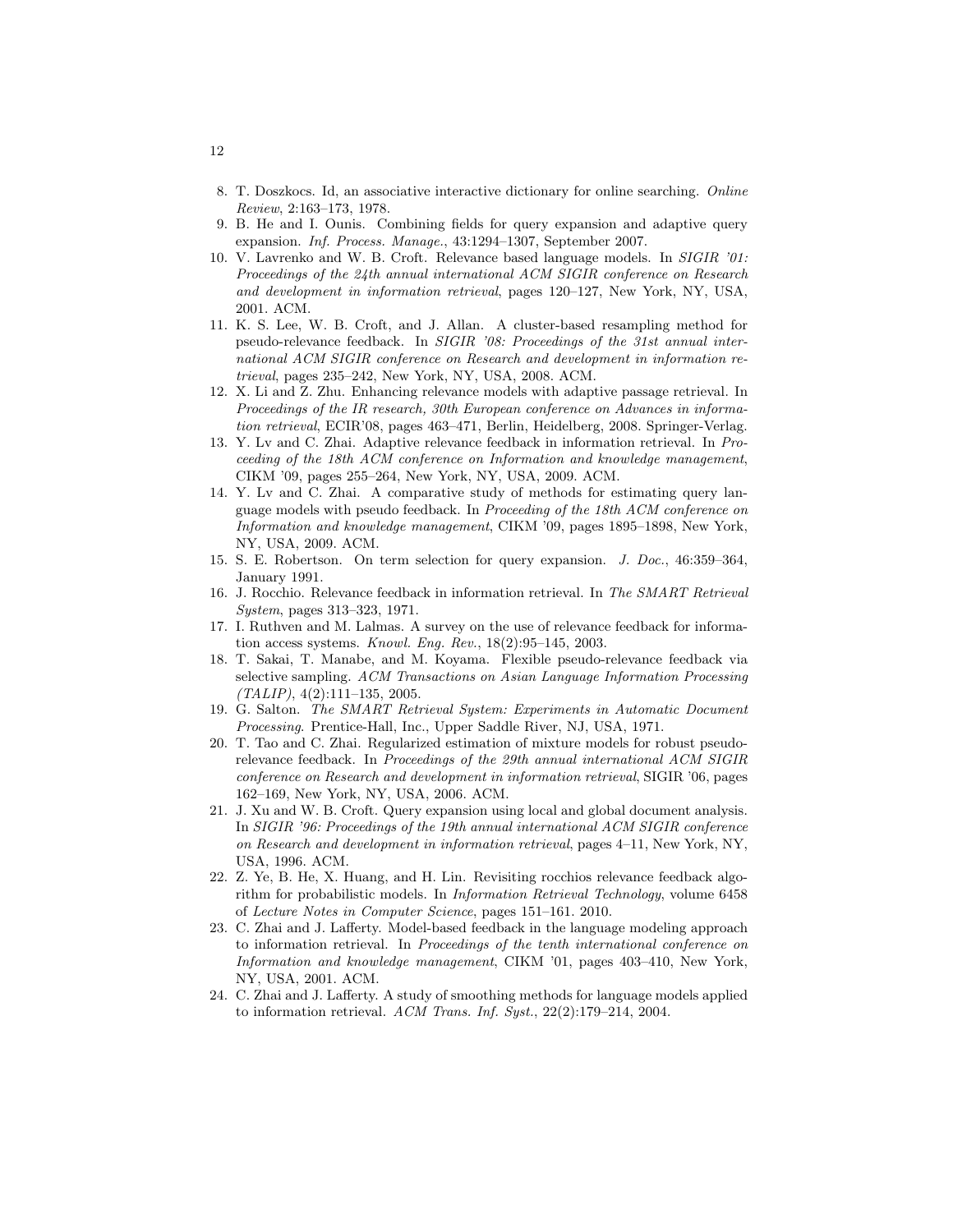8. T. Doszkocs. Id, an associative interactive dictionary for online searching. *Online Review*, 2:163–173, 1978.
9. B. He and I. Ounis. Combining fields for query expansion and adaptive query expansion. *Inf. Process. Manage.*, 43:1294–1307, September 2007.
10. V. Lavrenko and W. B. Croft. Relevance based language models. In *SIGIR '01: Proceedings of the 24th annual international ACM SIGIR conference on Research and development in information retrieval*, pages 120–127, New York, NY, USA, 2001. ACM.
11. K. S. Lee, W. B. Croft, and J. Allan. A cluster-based resampling method for pseudo-relevance feedback. In *SIGIR '08: Proceedings of the 31st annual international ACM SIGIR conference on Research and development in information retrieval*, pages 235–242, New York, NY, USA, 2008. ACM.
12. X. Li and Z. Zhu. Enhancing relevance models with adaptive passage retrieval. In *Proceedings of the IR research, 30th European conference on Advances in information retrieval*, ECIR'08, pages 463–471, Berlin, Heidelberg, 2008. Springer-Verlag.
13. Y. Lv and C. Zhai. Adaptive relevance feedback in information retrieval. In *Proceeding of the 18th ACM conference on Information and knowledge management*, CIKM '09, pages 255–264, New York, NY, USA, 2009. ACM.
14. Y. Lv and C. Zhai. A comparative study of methods for estimating query language models with pseudo feedback. In *Proceeding of the 18th ACM conference on Information and knowledge management*, CIKM '09, pages 1895–1898, New York, NY, USA, 2009. ACM.
15. S. E. Robertson. On term selection for query expansion. *J. Doc.*, 46:359–364, January 1991.
16. J. Rocchio. Relevance feedback in information retrieval. In *The SMART Retrieval System*, pages 313–323, 1971.
17. I. Ruthven and M. Lalmas. A survey on the use of relevance feedback for information access systems. *Knowl. Eng. Rev.*, 18(2):95–145, 2003.
18. T. Sakai, T. Manabe, and M. Koyama. Flexible pseudo-relevance feedback via selective sampling. *ACM Transactions on Asian Language Information Processing (TALIP)*, 4(2):111–135, 2005.
19. G. Salton. *The SMART Retrieval System: Experiments in Automatic Document Processing*. Prentice-Hall, Inc., Upper Saddle River, NJ, USA, 1971.
20. T. Tao and C. Zhai. Regularized estimation of mixture models for robust pseudo-relevance feedback. In *Proceedings of the 29th annual international ACM SIGIR conference on Research and development in information retrieval*, SIGIR '06, pages 162–169, New York, NY, USA, 2006. ACM.
21. J. Xu and W. B. Croft. Query expansion using local and global document analysis. In *SIGIR '96: Proceedings of the 19th annual international ACM SIGIR conference on Research and development in information retrieval*, pages 4–11, New York, NY, USA, 1996. ACM.
22. Z. Ye, B. He, X. Huang, and H. Lin. Revisiting rocchios relevance feedback algorithm for probabilistic models. In *Information Retrieval Technology*, volume 6458 of *Lecture Notes in Computer Science*, pages 151–161. 2010.
23. C. Zhai and J. Lafferty. Model-based feedback in the language modeling approach to information retrieval. In *Proceedings of the tenth international conference on Information and knowledge management*, CIKM '01, pages 403–410, New York, NY, USA, 2001. ACM.
24. C. Zhai and J. Lafferty. A study of smoothing methods for language models applied to information retrieval. *ACM Trans. Inf. Syst.*, 22(2):179–214, 2004.